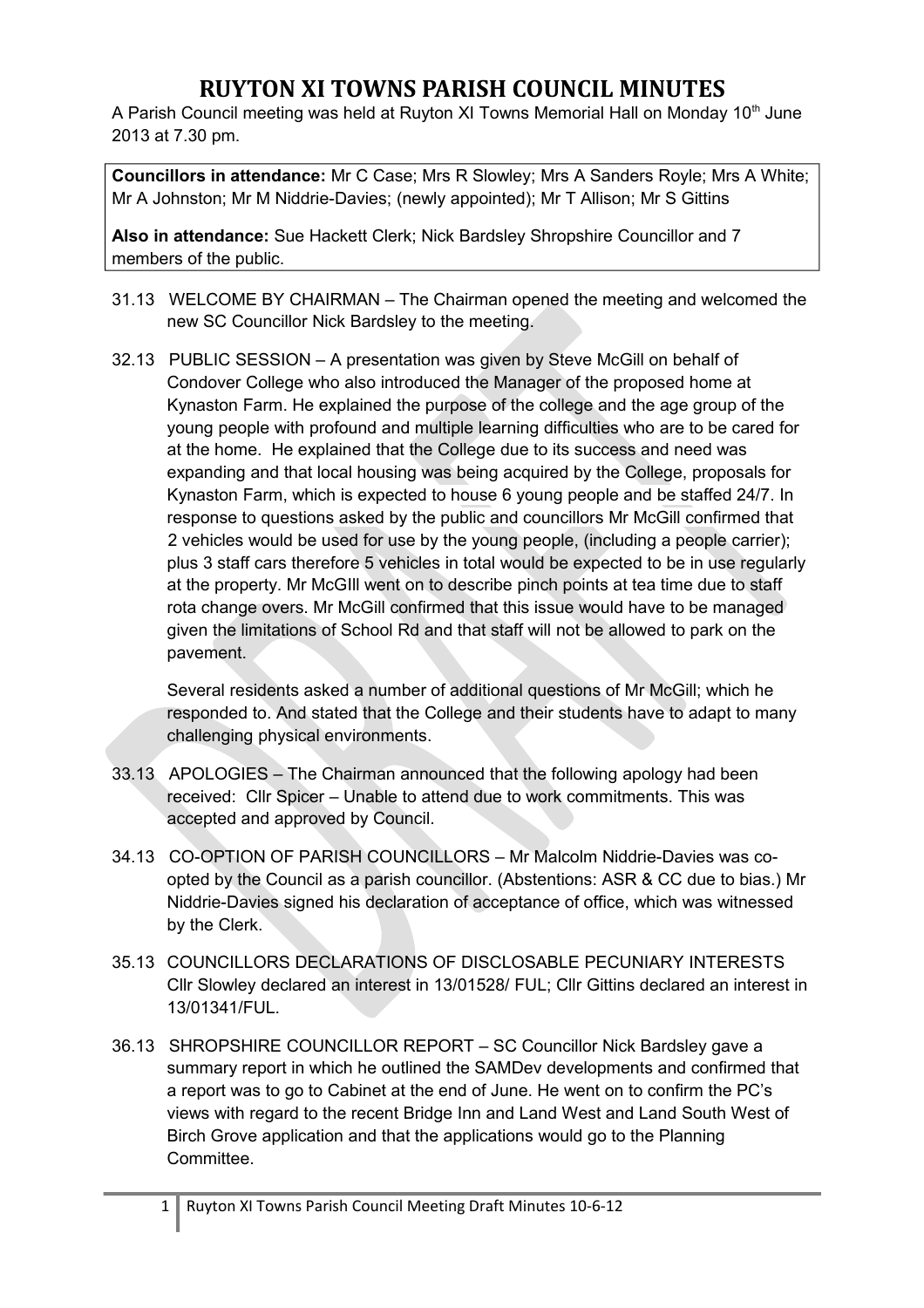# RUYTON XI TOWNS PARISH COUNCIL MINUTES

A Parish Council meeting was held at Ruyton XI Towns Memorial Hall on Monday 10th June 2013 at 7.30 pm.

**Councillors in attendance:** Mr C Case; Mrs R Slowley; Mrs A Sanders Royle; Mrs A White; Mr A Johnston; Mr M Niddrie-Davies; (newly appointed); Mr T Allison; Mr S Gittins

**Also in attendance:** Sue Hackett Clerk; Nick Bardsley Shropshire Councillor and 7 members of the public.

31.13 WELCOME BY CHAIRMAN – The Chairman opened the meeting and welcomed the new SC Councillor Nick Bardsley to the meeting.

32.13 PUBLIC SESSION – A presentation was given by Steve McGill on behalf of Condover College who also introduced the Manager of the proposed home at Kynaston Farm. He explained the purpose of the college and the age group of the young people with profound and multiple learning difficulties who are to be cared for at the home. He explained that the College due to its success and need was expanding and that local housing was being acquired by the College, proposals for Kynaston Farm, which is expected to house 6 young people and be staffed 24/7. In response to questions asked by the public and councillors Mr McGill confirmed that 2 vehicles would be used for use by the young people, (including a people carrier); plus 3 staff cars therefore 5 vehicles in total would be expected to be in use regularly at the property. Mr McGIll went on to describe pinch points at tea time due to staff rota change overs. Mr McGill confirmed that this issue would have to be managed given the limitations of School Rd and that staff will not be allowed to park on the pavement.

Several residents asked a number of additional questions of Mr McGill; which he responded to. And stated that the College and their students have to adapt to many challenging physical environments.

33.13 APOLOGIES – The Chairman announced that the following apology had been received: Cllr Spicer – Unable to attend due to work commitments. This was accepted and approved by Council.

34.13 CO-OPTION OF PARISH COUNCILLORS – Mr Malcolm Niddrie-Davies was co-opted by the Council as a parish councillor. (Abstentions: ASR & CC due to bias.) Mr Niddrie-Davies signed his declaration of acceptance of office, which was witnessed by the Clerk.

35.13 COUNCILLORS DECLARATIONS OF DISCLOSABLE PECUNIARY INTERESTS Cllr Slowley declared an interest in 13/01528/ FUL; Cllr Gittins declared an interest in 13/01341/FUL.

36.13 SHROPSHIRE COUNCILLOR REPORT – SC Councillor Nick Bardsley gave a summary report in which he outlined the SAMDev developments and confirmed that a report was to go to Cabinet at the end of June. He went on to confirm the PC's views with regard to the recent Bridge Inn and Land West and Land South West of Birch Grove application and that the applications would go to the Planning Committee.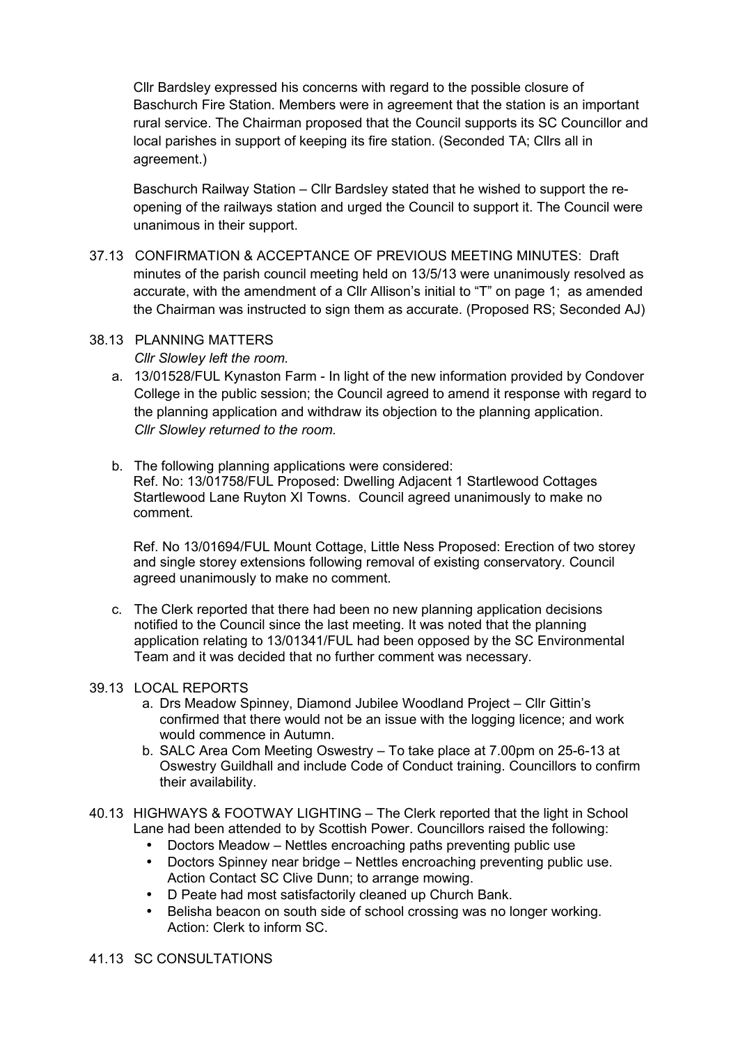Cllr Bardsley expressed his concerns with regard to the possible closure of Baschurch Fire Station. Members were in agreement that the station is an important rural service. The Chairman proposed that the Council supports its SC Councillor and local parishes in support of keeping its fire station. (Seconded TA; Cllrs all in agreement.)

Baschurch Railway Station – Cllr Bardsley stated that he wished to support the re-opening of the railways station and urged the Council to support it. The Council were unanimous in their support.

37.13 CONFIRMATION & ACCEPTANCE OF PREVIOUS MEETING MINUTES: Draft minutes of the parish council meeting held on 13/5/13 were unanimously resolved as accurate, with the amendment of a Cllr Allison's initial to "T" on page 1; as amended the Chairman was instructed to sign them as accurate. (Proposed RS; Seconded AJ)

38.13 PLANNING MATTERS

*Cllr Slowley left the room.*

a. 13/01528/FUL Kynaston Farm - In light of the new information provided by Condover College in the public session; the Council agreed to amend it response with regard to the planning application and withdraw its objection to the planning application.
*Cllr Slowley returned to the room.*

b. The following planning applications were considered:
Ref. No: 13/01758/FUL Proposed: Dwelling Adjacent 1 Startlewood Cottages Startlewood Lane Ruyton XI Towns. Council agreed unanimously to make no comment.

Ref. No 13/01694/FUL Mount Cottage, Little Ness Proposed: Erection of two storey and single storey extensions following removal of existing conservatory. Council agreed unanimously to make no comment.

c. The Clerk reported that there had been no new planning application decisions notified to the Council since the last meeting. It was noted that the planning application relating to 13/01341/FUL had been opposed by the SC Environmental Team and it was decided that no further comment was necessary.

39.13 LOCAL REPORTS

a. Drs Meadow Spinney, Diamond Jubilee Woodland Project – Cllr Gittin's confirmed that there would not be an issue with the logging licence; and work would commence in Autumn.
b. SALC Area Com Meeting Oswestry – To take place at 7.00pm on 25-6-13 at Oswestry Guildhall and include Code of Conduct training. Councillors to confirm their availability.

40.13 HIGHWAYS & FOOTWAY LIGHTING – The Clerk reported that the light in School Lane had been attended to by Scottish Power. Councillors raised the following:

- Doctors Meadow – Nettles encroaching paths preventing public use
- Doctors Spinney near bridge – Nettles encroaching preventing public use. Action Contact SC Clive Dunn; to arrange mowing.
- D Peate had most satisfactorily cleaned up Church Bank.
- Belisha beacon on south side of school crossing was no longer working. Action: Clerk to inform SC.

41.13 SC CONSULTATIONS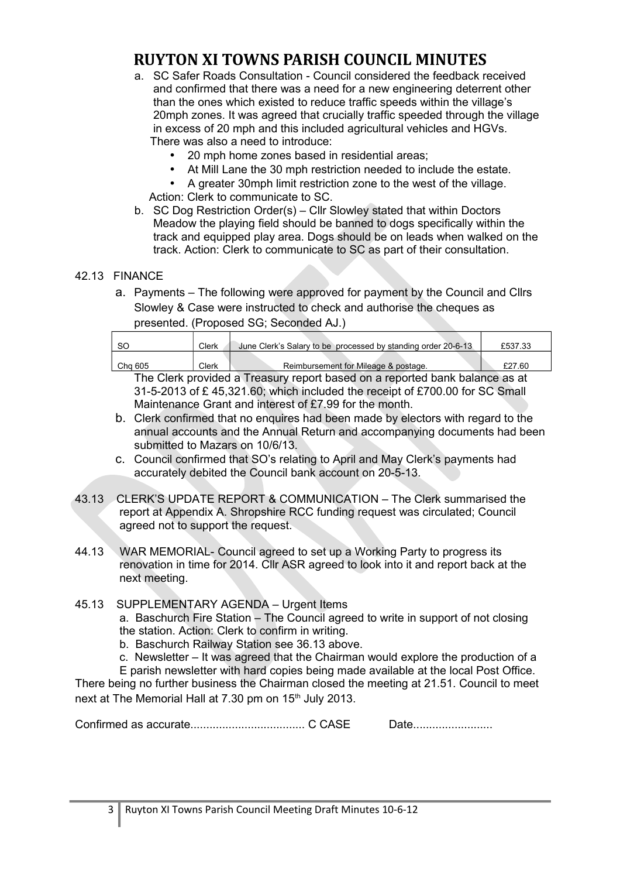# RUYTON XI TOWNS PARISH COUNCIL MINUTES

a. SC Safer Roads Consultation - Council considered the feedback received and confirmed that there was a need for a new engineering deterrent other than the ones which existed to reduce traffic speeds within the village's 20mph zones. It was agreed that crucially traffic speeded through the village in excess of 20 mph and this included agricultural vehicles and HGVs. There was also a need to introduce:
   - 20 mph home zones based in residential areas;
   - At Mill Lane the 30 mph restriction needed to include the estate.
   - A greater 30mph limit restriction zone to the west of the village.

   Action: Clerk to communicate to SC.

b. SC Dog Restriction Order(s) – Cllr Slowley stated that within Doctors Meadow the playing field should be banned to dogs specifically within the track and equipped play area. Dogs should be on leads when walked on the track. Action: Clerk to communicate to SC as part of their consultation.

42.13 FINANCE

a. Payments – The following were approved for payment by the Council and Cllrs Slowley & Case were instructed to check and authorise the cheques as presented. (Proposed SG; Seconded AJ.)

| | | | |
|---|---|---|---|
| SO | Clerk | June Clerk's Salary to be processed by standing order 20-6-13 | £537.33 |
| Chq 605 | Clerk | Reimbursement for Mileage & postage. | £27.60 |

The Clerk provided a Treasury report based on a reported bank balance as at 31-5-2013 of £ 45,321.60; which included the receipt of £700.00 for SC Small Maintenance Grant and interest of £7.99 for the month.

b. Clerk confirmed that no enquires had been made by electors with regard to the annual accounts and the Annual Return and accompanying documents had been submitted to Mazars on 10/6/13.

c. Council confirmed that SO's relating to April and May Clerk's payments had accurately debited the Council bank account on 20-5-13.

43.13 CLERK'S UPDATE REPORT & COMMUNICATION – The Clerk summarised the report at Appendix A. Shropshire RCC funding request was circulated; Council agreed not to support the request.

44.13 WAR MEMORIAL- Council agreed to set up a Working Party to progress its renovation in time for 2014. Cllr ASR agreed to look into it and report back at the next meeting.

45.13 SUPPLEMENTARY AGENDA – Urgent Items

a. Baschurch Fire Station – The Council agreed to write in support of not closing the station. Action: Clerk to confirm in writing.

b. Baschurch Railway Station see 36.13 above.

c. Newsletter – It was agreed that the Chairman would explore the production of a E parish newsletter with hard copies being made available at the local Post Office.

There being no further business the Chairman closed the meeting at 21.51. Council to meet next at The Memorial Hall at 7.30 pm on 15th July 2013.

Confirmed as accurate.................................... C CASE Date.........................

Ruyton XI Towns Parish Council Meeting Draft Minutes 10-6-12